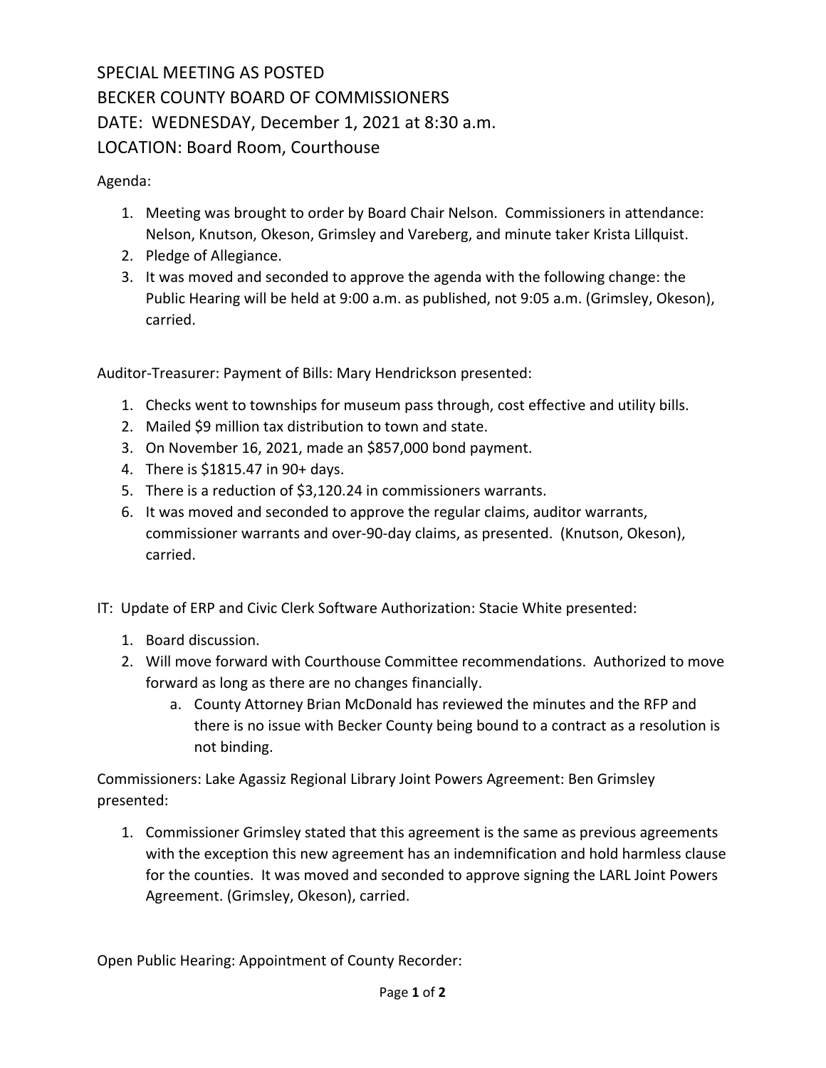# SPECIAL MEETING AS POSTED
# BECKER COUNTY BOARD OF COMMISSIONERS
# DATE: WEDNESDAY, December 1, 2021 at 8:30 a.m.
# LOCATION: Board Room, Courthouse

Agenda:

1. Meeting was brought to order by Board Chair Nelson. Commissioners in attendance: Nelson, Knutson, Okeson, Grimsley and Vareberg, and minute taker Krista Lillquist.
2. Pledge of Allegiance.
3. It was moved and seconded to approve the agenda with the following change: the Public Hearing will be held at 9:00 a.m. as published, not 9:05 a.m. (Grimsley, Okeson), carried.

Auditor-Treasurer: Payment of Bills: Mary Hendrickson presented:

1. Checks went to townships for museum pass through, cost effective and utility bills.
2. Mailed $9 million tax distribution to town and state.
3. On November 16, 2021, made an $857,000 bond payment.
4. There is $1815.47 in 90+ days.
5. There is a reduction of $3,120.24 in commissioners warrants.
6. It was moved and seconded to approve the regular claims, auditor warrants, commissioner warrants and over-90-day claims, as presented. (Knutson, Okeson), carried.

IT: Update of ERP and Civic Clerk Software Authorization: Stacie White presented:

1. Board discussion.
2. Will move forward with Courthouse Committee recommendations. Authorized to move forward as long as there are no changes financially.
   a. County Attorney Brian McDonald has reviewed the minutes and the RFP and there is no issue with Becker County being bound to a contract as a resolution is not binding.

Commissioners: Lake Agassiz Regional Library Joint Powers Agreement: Ben Grimsley presented:

1. Commissioner Grimsley stated that this agreement is the same as previous agreements with the exception this new agreement has an indemnification and hold harmless clause for the counties. It was moved and seconded to approve signing the LARL Joint Powers Agreement. (Grimsley, Okeson), carried.

Open Public Hearing: Appointment of County Recorder: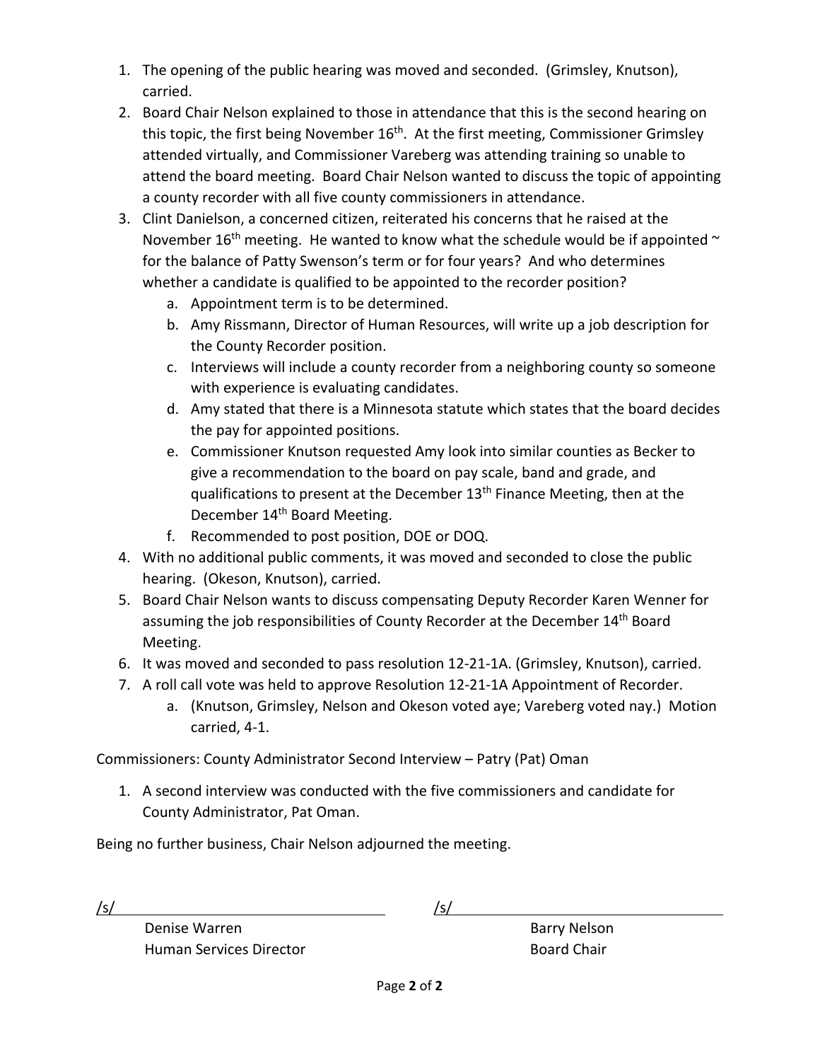1. The opening of the public hearing was moved and seconded. (Grimsley, Knutson), carried.
2. Board Chair Nelson explained to those in attendance that this is the second hearing on this topic, the first being November 16th. At the first meeting, Commissioner Grimsley attended virtually, and Commissioner Vareberg was attending training so unable to attend the board meeting. Board Chair Nelson wanted to discuss the topic of appointing a county recorder with all five county commissioners in attendance.
3. Clint Danielson, a concerned citizen, reiterated his concerns that he raised at the November 16th meeting. He wanted to know what the schedule would be if appointed ~ for the balance of Patty Swenson's term or for four years? And who determines whether a candidate is qualified to be appointed to the recorder position?
   a. Appointment term is to be determined.
   b. Amy Rissmann, Director of Human Resources, will write up a job description for the County Recorder position.
   c. Interviews will include a county recorder from a neighboring county so someone with experience is evaluating candidates.
   d. Amy stated that there is a Minnesota statute which states that the board decides the pay for appointed positions.
   e. Commissioner Knutson requested Amy look into similar counties as Becker to give a recommendation to the board on pay scale, band and grade, and qualifications to present at the December 13th Finance Meeting, then at the December 14th Board Meeting.
   f. Recommended to post position, DOE or DOQ.
4. With no additional public comments, it was moved and seconded to close the public hearing. (Okeson, Knutson), carried.
5. Board Chair Nelson wants to discuss compensating Deputy Recorder Karen Wenner for assuming the job responsibilities of County Recorder at the December 14th Board Meeting.
6. It was moved and seconded to pass resolution 12-21-1A. (Grimsley, Knutson), carried.
7. A roll call vote was held to approve Resolution 12-21-1A Appointment of Recorder.
   a. (Knutson, Grimsley, Nelson and Okeson voted aye; Vareberg voted nay.) Motion carried, 4-1.

Commissioners: County Administrator Second Interview – Patry (Pat) Oman

1. A second interview was conducted with the five commissioners and candidate for County Administrator, Pat Oman.

Being no further business, Chair Nelson adjourned the meeting.

/s/ ______________________________

Denise Warren
Human Services Director

/s/ ______________________________

Barry Nelson
Board Chair